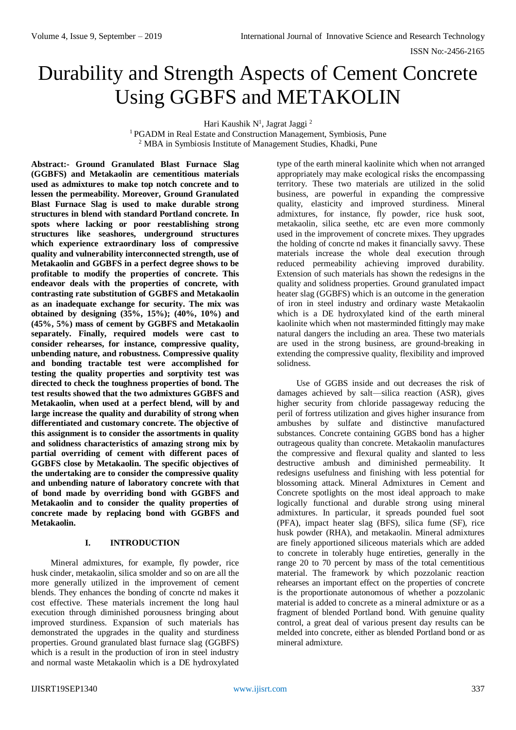# Durability and Strength Aspects of Cement Concrete Using GGBFS and METAKOLIN

Hari Kaushik N[1], Jagrat Jaggi [2]

[1] PGADM in Real Estate and Construction Management, Symbiosis, Pune
[2] MBA in Symbiosis Institute of Management Studies, Khadki, Pune

**Abstract:- Ground Granulated Blast Furnace Slag (GGBFS) and Metakaolin are cementitious materials used as admixtures to make top notch concrete and to lessen the permeability. Moreover, Ground Granulated Blast Furnace Slag is used to make durable strong structures in blend with standard Portland concrete. In spots where lacking or poor reestablishing strong structures like seashores, underground structures which experience extraordinary loss of compressive quality and vulnerability interconnected strength, use of Metakaolin and GGBFS in a perfect degree shows to be profitable to modify the properties of concrete. This endeavor deals with the properties of concrete, with contrasting rate substitution of GGBFS and Metakaolin as an inadequate exchange for security. The mix was obtained by designing (35%, 15%); (40%, 10%) and (45%, 5%) mass of cement by GGBFS and Metakaolin separately. Finally, required models were cast to consider rehearses, for instance, compressive quality, unbending nature, and robustness. Compressive quality and bonding tractable test were accomplished for testing the quality properties and sorptivity test was directed to check the toughness properties of bond. The test results showed that the two admixtures GGBFS and Metakaolin, when used at a perfect blend, will by and large increase the quality and durability of strong when differentiated and customary concrete. The objective of this assignment is to consider the assortments in quality and solidness characteristics of amazing strong mix by partial overriding of cement with different paces of GGBFS close by Metakaolin. The specific objectives of the undertaking are to consider the compressive quality and unbending nature of laboratory concrete with that of bond made by overriding bond with GGBFS and Metakaolin and to consider the quality properties of concrete made by replacing bond with GGBFS and Metakaolin.**

## I. INTRODUCTION

Mineral admixtures, for example, fly powder, rice husk cinder, metakaolin, silica smolder and so on are all the more generally utilized in the improvement of cement blends. They enhances the bonding of concrte nd makes it cost effective. These materials increment the long haul execution through diminished porousness bringing about improved sturdiness. Expansion of such materials has demonstrated the upgrades in the quality and sturdiness properties. Ground granulated blast furnace slag (GGBFS) which is a result in the production of iron in steel industry and normal waste Metakaolin which is a DE hydroxylated type of the earth mineral kaolinite which when not arranged appropriately may make ecological risks the encompassing territory. These two materials are utilized in the solid business, are powerful in expanding the compressive quality, elasticity and improved sturdiness. Mineral admixtures, for instance, fly powder, rice husk soot, metakaolin, silica seethe, etc are even more commonly used in the improvement of concrete mixes. They upgrades the holding of concrte nd makes it financially savvy. These materials increase the whole deal execution through reduced permeability achieving improved durability. Extension of such materials has shown the redesigns in the quality and solidness properties. Ground granulated impact heater slag (GGBFS) which is an outcome in the generation of iron in steel industry and ordinary waste Metakaolin which is a DE hydroxylated kind of the earth mineral kaolinite which when not masterminded fittingly may make natural dangers the including an area. These two materials are used in the strong business, are ground-breaking in extending the compressive quality, flexibility and improved solidness.

Use of GGBS inside and out decreases the risk of damages achieved by salt—silica reaction (ASR), gives higher security from chloride passageway reducing the peril of fortress utilization and gives higher insurance from ambushes by sulfate and distinctive manufactured substances. Concrete containing GGBS bond has a higher outrageous quality than concrete. Metakaolin manufactures the compressive and flexural quality and slanted to less destructive ambush and diminished permeability. It redesigns usefulness and finishing with less potential for blossoming attack. Mineral Admixtures in Cement and Concrete spotlights on the most ideal approach to make logically functional and durable strong using mineral admixtures. In particular, it spreads pounded fuel soot (PFA), impact heater slag (BFS), silica fume (SF), rice husk powder (RHA), and metakaolin. Mineral admixtures are finely apportioned siliceous materials which are added to concrete in tolerably huge entireties, generally in the range 20 to 70 percent by mass of the total cementitious material. The framework by which pozzolanic reaction rehearses an important effect on the properties of concrete is the proportionate autonomous of whether a pozzolanic material is added to concrete as a mineral admixture or as a fragment of blended Portland bond. With genuine quality control, a great deal of various present day results can be melded into concrete, either as blended Portland bond or as mineral admixture.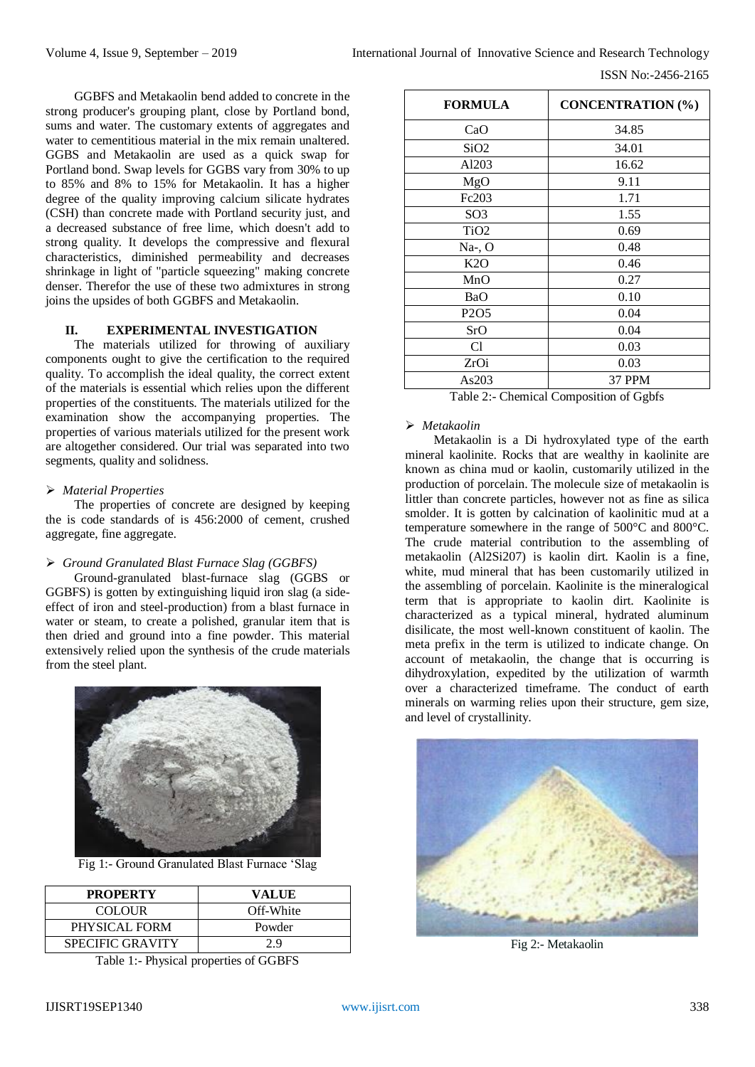GGBFS and Metakaolin bend added to concrete in the strong producer's grouping plant, close by Portland bond, sums and water. The customary extents of aggregates and water to cementitious material in the mix remain unaltered. GGBS and Metakaolin are used as a quick swap for Portland bond. Swap levels for GGBS vary from 30% to up to 85% and 8% to 15% for Metakaolin. It has a higher degree of the quality improving calcium silicate hydrates (CSH) than concrete made with Portland security just, and a decreased substance of free lime, which doesn't add to strong quality. It develops the compressive and flexural characteristics, diminished permeability and decreases shrinkage in light of "particle squeezing" making concrete denser. Therefor the use of these two admixtures in strong joins the upsides of both GGBFS and Metakaolin.

## II. EXPERIMENTAL INVESTIGATION

The materials utilized for throwing of auxiliary components ought to give the certification to the required quality. To accomplish the ideal quality, the correct extent of the materials is essential which relies upon the different properties of the constituents. The materials utilized for the examination show the accompanying properties. The properties of various materials utilized for the present work are altogether considered. Our trial was separated into two segments, quality and solidness.

### *Material Properties*

The properties of concrete are designed by keeping the is code standards of is 456:2000 of cement, crushed aggregate, fine aggregate.

### *Ground Granulated Blast Furnace Slag (GGBFS)*

Ground-granulated blast-furnace slag (GGBS or GGBFS) is gotten by extinguishing liquid iron slag (a side-effect of iron and steel-production) from a blast furnace in water or steam, to create a polished, granular item that is then dried and ground into a fine powder. This material extensively relied upon the synthesis of the crude materials from the steel plant.

Fig 1:- Ground Granulated Blast Furnace 'Slag

| PROPERTY | VALUE |
|---|---|
| COLOUR | Off-White |
| PHYSICAL FORM | Powder |
| SPECIFIC GRAVITY | 2.9 |

Table 1:- Physical properties of GGBFS

| FORMULA | CONCENTRATION (%) |
|---|---|
| CaO | 34.85 |
| SiO2 | 34.01 |
| Al203 | 16.62 |
| MgO | 9.11 |
| Fc203 | 1.71 |
| SO3 | 1.55 |
| TiO2 | 0.69 |
| Na-, O | 0.48 |
| K2O | 0.46 |
| MnO | 0.27 |
| BaO | 0.10 |
| P2O5 | 0.04 |
| SrO | 0.04 |
| Cl | 0.03 |
| ZrOi | 0.03 |
| As203 | 37 PPM |

Table 2:- Chemical Composition of Ggbfs

### *Metakaolin*

Metakaolin is a Di hydroxylated type of the earth mineral kaolinite. Rocks that are wealthy in kaolinite are known as china mud or kaolin, customarily utilized in the production of porcelain. The molecule size of metakaolin is littler than concrete particles, however not as fine as silica smolder. It is gotten by calcination of kaolinitic mud at a temperature somewhere in the range of 500°C and 800°C. The crude material contribution to the assembling of metakaolin (Al2Si207) is kaolin dirt. Kaolin is a fine, white, mud mineral that has been customarily utilized in the assembling of porcelain. Kaolinite is the mineralogical term that is appropriate to kaolin dirt. Kaolinite is characterized as a typical mineral, hydrated aluminum disilicate, the most well-known constituent of kaolin. The meta prefix in the term is utilized to indicate change. On account of metakaolin, the change that is occurring is dihydroxylation, expedited by the utilization of warmth over a characterized timeframe. The conduct of earth minerals on warming relies upon their structure, gem size, and level of crystallinity.

Fig 2:- Metakaolin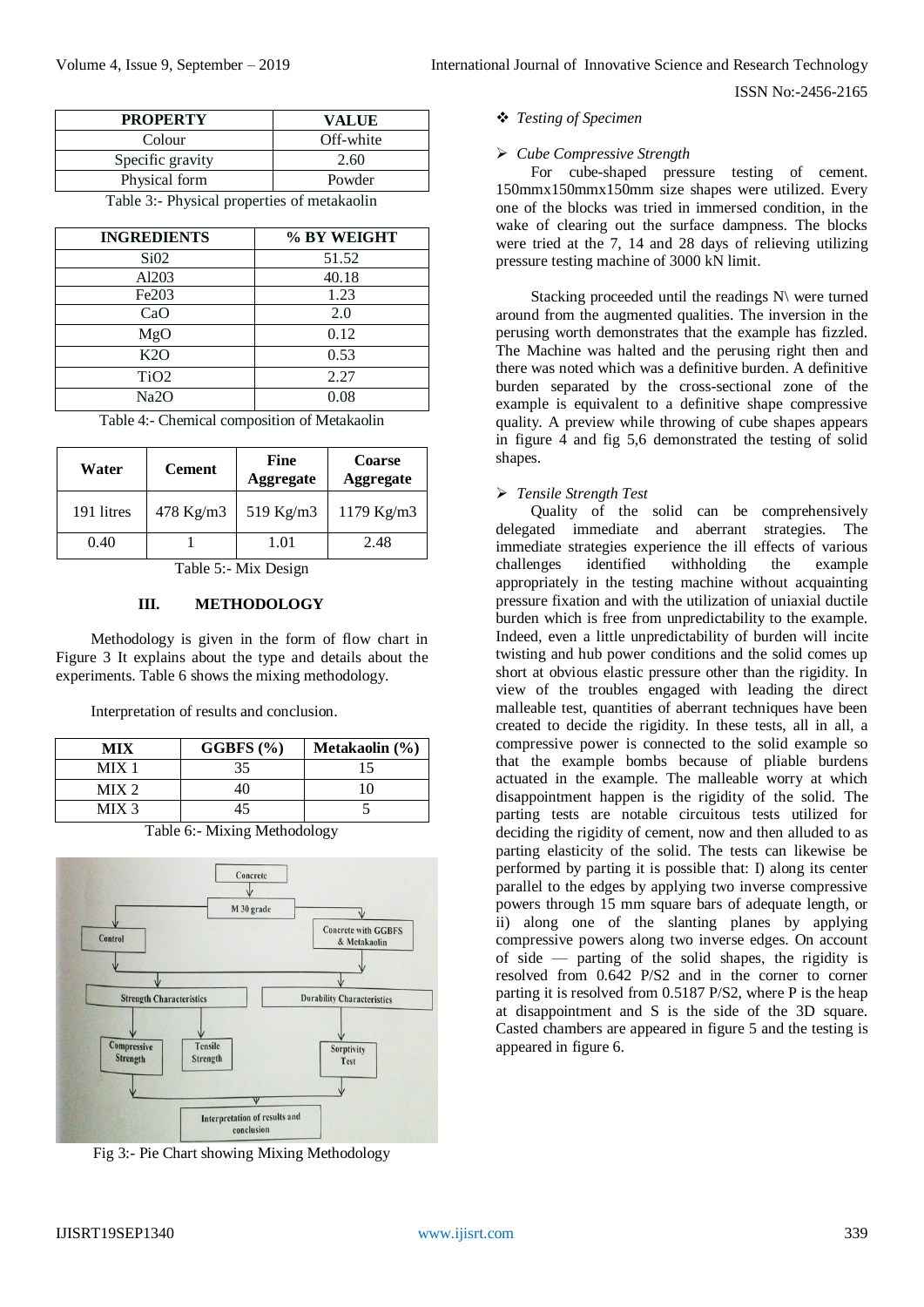| PROPERTY | VALUE |
|---|---|
| Colour | Off-white |
| Specific gravity | 2.60 |
| Physical form | Powder |

Table 3:- Physical properties of metakaolin

| INGREDIENTS | % BY WEIGHT |
|---|---|
| Si02 | 51.52 |
| Al203 | 40.18 |
| Fe203 | 1.23 |
| CaO | 2.0 |
| MgO | 0.12 |
| K2O | 0.53 |
| TiO2 | 2.27 |
| Na2O | 0.08 |

Table 4:- Chemical composition of Metakaolin

| Water | Cement | Fine Aggregate | Coarse Aggregate |
|---|---|---|---|
| 191 litres | 478 Kg/m3 | 519 Kg/m3 | 1179 Kg/m3 |
| 0.40 | 1 | 1.01 | 2.48 |

Table 5:- Mix Design

## III. METHODOLOGY

Methodology is given in the form of flow chart in Figure 3 It explains about the type and details about the experiments. Table 6 shows the mixing methodology.

Interpretation of results and conclusion.

| MIX | GGBFS (%) | Metakaolin (%) |
|---|---|---|
| MIX 1 | 35 | 15 |
| MIX 2 | 40 | 10 |
| MIX 3 | 45 | 5 |

Table 6:- Mixing Methodology

Fig 3:- Pie Chart showing Mixing Methodology

❖ *Testing of Specimen*

➢ *Cube Compressive Strength*

For cube-shaped pressure testing of cement. 150mmx150mmx150mm size shapes were utilized. Every one of the blocks was tried in immersed condition, in the wake of clearing out the surface dampness. The blocks were tried at the 7, 14 and 28 days of relieving utilizing pressure testing machine of 3000 kN limit.

Stacking proceeded until the readings N\ were turned around from the augmented qualities. The inversion in the perusing worth demonstrates that the example has fizzled. The Machine was halted and the perusing right then and there was noted which was a definitive burden. A definitive burden separated by the cross-sectional zone of the example is equivalent to a definitive shape compressive quality. A preview while throwing of cube shapes appears in figure 4 and fig 5,6 demonstrated the testing of solid shapes.

➢ *Tensile Strength Test*

Quality of the solid can be comprehensively delegated immediate and aberrant strategies. The immediate strategies experience the ill effects of various challenges identified withholding the example appropriately in the testing machine without acquainting pressure fixation and with the utilization of uniaxial ductile burden which is free from unpredictability to the example. Indeed, even a little unpredictability of burden will incite twisting and hub power conditions and the solid comes up short at obvious elastic pressure other than the rigidity. In view of the troubles engaged with leading the direct malleable test, quantities of aberrant techniques have been created to decide the rigidity. In these tests, all in all, a compressive power is connected to the solid example so that the example bombs because of pliable burdens actuated in the example. The malleable worry at which disappointment happen is the rigidity of the solid. The parting tests are notable circuitous tests utilized for deciding the rigidity of cement, now and then alluded to as parting elasticity of the solid. The tests can likewise be performed by parting it is possible that: I) along its center parallel to the edges by applying two inverse compressive powers through 15 mm square bars of adequate length, or ii) along one of the slanting planes by applying compressive powers along two inverse edges. On account of side — parting of the solid shapes, the rigidity is resolved from 0.642 P/S2 and in the corner to corner parting it is resolved from 0.5187 P/S2, where P is the heap at disappointment and S is the side of the 3D square. Casted chambers are appeared in figure 5 and the testing is appeared in figure 6.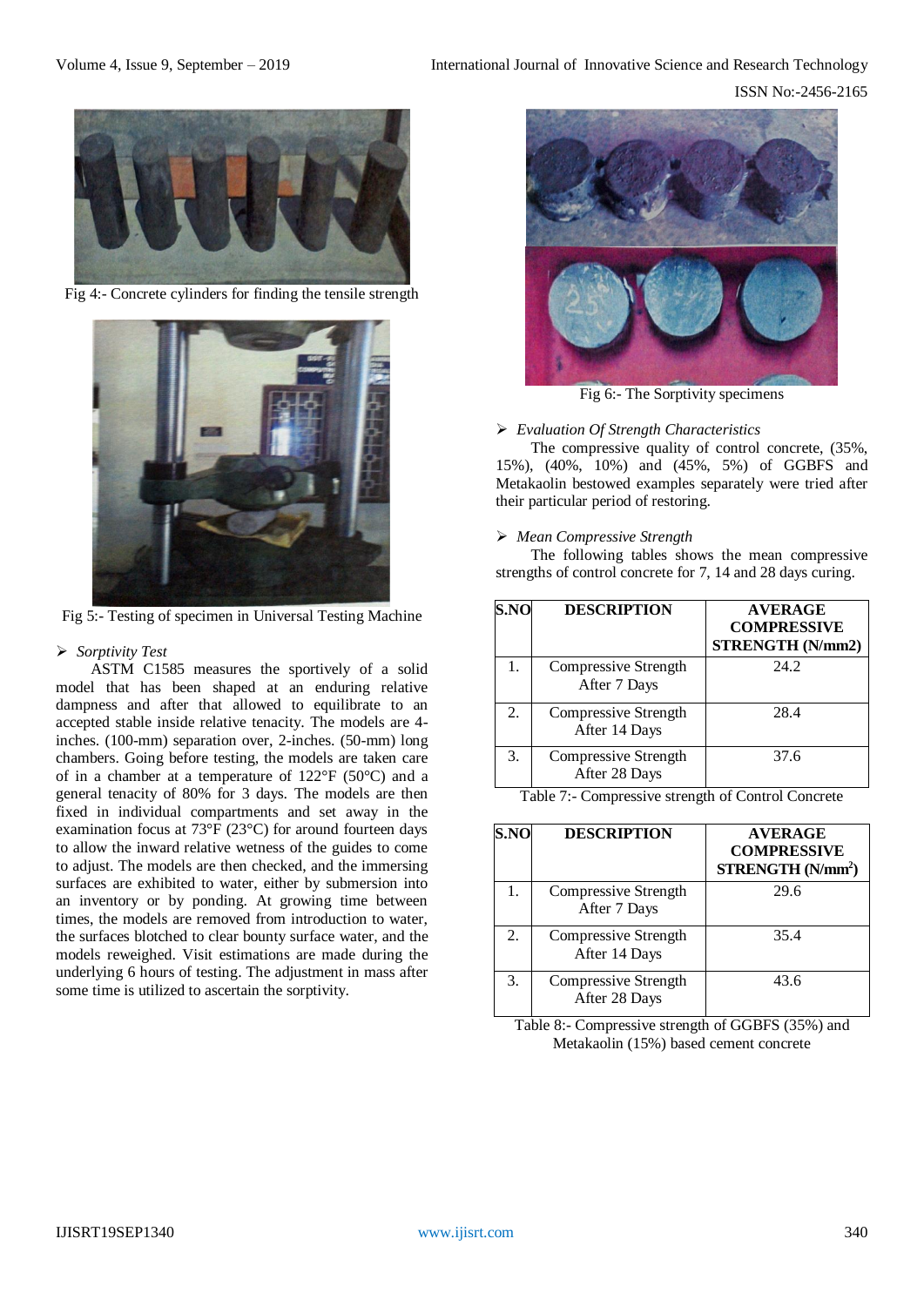Fig 4:- Concrete cylinders for finding the tensile strength

Fig 5:- Testing of specimen in Universal Testing Machine

➢ *Sorptivity Test*

ASTM C1585 measures the sportively of a solid model that has been shaped at an enduring relative dampness and after that allowed to equilibrate to an accepted stable inside relative tenacity. The models are 4-inches. (100-mm) separation over, 2-inches. (50-mm) long chambers. Going before testing, the models are taken care of in a chamber at a temperature of 122°F (50°C) and a general tenacity of 80% for 3 days. The models are then fixed in individual compartments and set away in the examination focus at 73°F (23°C) for around fourteen days to allow the inward relative wetness of the guides to come to adjust. The models are then checked, and the immersing surfaces are exhibited to water, either by submersion into an inventory or by ponding. At growing time between times, the models are removed from introduction to water, the surfaces blotched to clear bounty surface water, and the models reweighed. Visit estimations are made during the underlying 6 hours of testing. The adjustment in mass after some time is utilized to ascertain the sorptivity.

Fig 6:- The Sorptivity specimens

➢ *Evaluation Of Strength Characteristics*

The compressive quality of control concrete, (35%, 15%), (40%, 10%) and (45%, 5%) of GGBFS and Metakaolin bestowed examples separately were tried after their particular period of restoring.

➢ *Mean Compressive Strength*

The following tables shows the mean compressive strengths of control concrete for 7, 14 and 28 days curing.

| S.NO | DESCRIPTION | AVERAGE COMPRESSIVE STRENGTH (N/mm2) |
|---|---|---|
| 1. | Compressive Strength After 7 Days | 24.2 |
| 2. | Compressive Strength After 14 Days | 28.4 |
| 3. | Compressive Strength After 28 Days | 37.6 |

Table 7:- Compressive strength of Control Concrete

| S.NO | DESCRIPTION | AVERAGE COMPRESSIVE STRENGTH ($N/mm^2$) |
|---|---|---|
| 1. | Compressive Strength After 7 Days | 29.6 |
| 2. | Compressive Strength After 14 Days | 35.4 |
| 3. | Compressive Strength After 28 Days | 43.6 |

Table 8:- Compressive strength of GGBFS (35%) and Metakaolin (15%) based cement concrete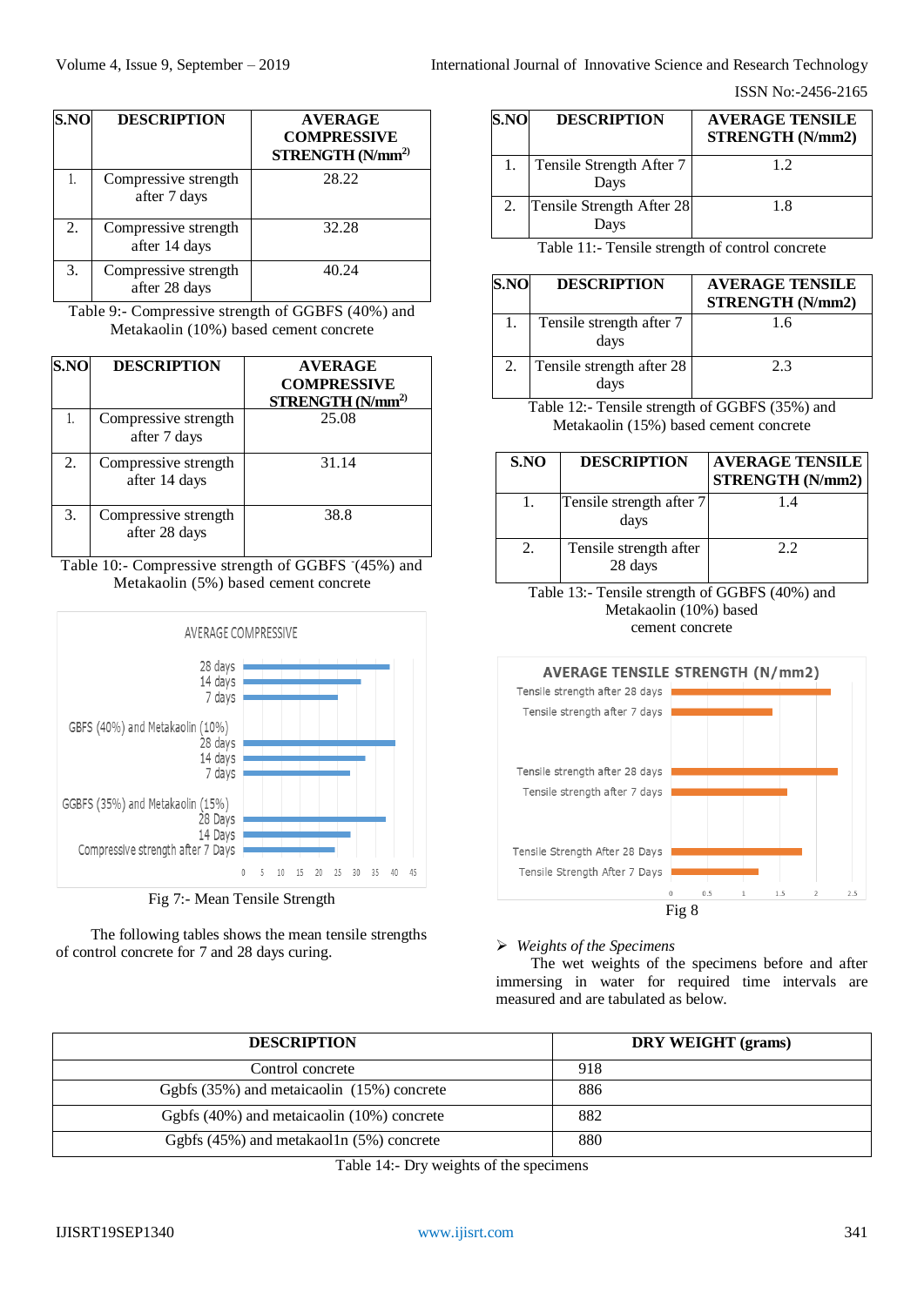| S.NO | DESCRIPTION | AVERAGE COMPRESSIVE STRENGTH (N/mm²) |
|---|---|---|
| 1. | Compressive strength after 7 days | 28.22 |
| 2. | Compressive strength after 14 days | 32.28 |
| 3. | Compressive strength after 28 days | 40.24 |

Table 9:- Compressive strength of GGBFS (40%) and Metakaolin (10%) based cement concrete

| S.NO | DESCRIPTION | AVERAGE COMPRESSIVE STRENGTH (N/mm²) |
|---|---|---|
| 1. | Compressive strength after 7 days | 25.08 |
| 2. | Compressive strength after 14 days | 31.14 |
| 3. | Compressive strength after 28 days | 38.8 |

Table 10:- Compressive strength of GGBFS (45%) and Metakaolin (5%) based cement concrete

Fig 7:- Mean Tensile Strength

The following tables shows the mean tensile strengths of control concrete for 7 and 28 days curing.

| S.NO | DESCRIPTION | AVERAGE TENSILE STRENGTH (N/mm2) |
|---|---|---|
| 1. | Tensile Strength After 7 Days | 1.2 |
| 2. | Tensile Strength After 28 Days | 1.8 |

Table 11:- Tensile strength of control concrete

| S.NO | DESCRIPTION | AVERAGE TENSILE STRENGTH (N/mm2) |
|---|---|---|
| 1. | Tensile strength after 7 days | 1.6 |
| 2. | Tensile strength after 28 days | 2.3 |

Table 12:- Tensile strength of GGBFS (35%) and Metakaolin (15%) based cement concrete

| S.NO | DESCRIPTION | AVERAGE TENSILE STRENGTH (N/mm2) |
|---|---|---|
| 1. | Tensile strength after 7 days | 1.4 |
| 2. | Tensile strength after 28 days | 2.2 |

Table 13:- Tensile strength of GGBFS (40%) and Metakaolin (10%) based cement concrete

Fig 8

- *Weights of the Specimens*

The wet weights of the specimens before and after immersing in water for required time intervals are measured and are tabulated as below.

| DESCRIPTION | DRY WEIGHT (grams) |
|---|---|
| Control concrete | 918 |
| Ggbfs (35%) and metaicaolin (15%) concrete | 886 |
| Ggbfs (40%) and metaicaolin (10%) concrete | 882 |
| Ggbfs (45%) and metakaol1n (5%) concrete | 880 |

Table 14:- Dry weights of the specimens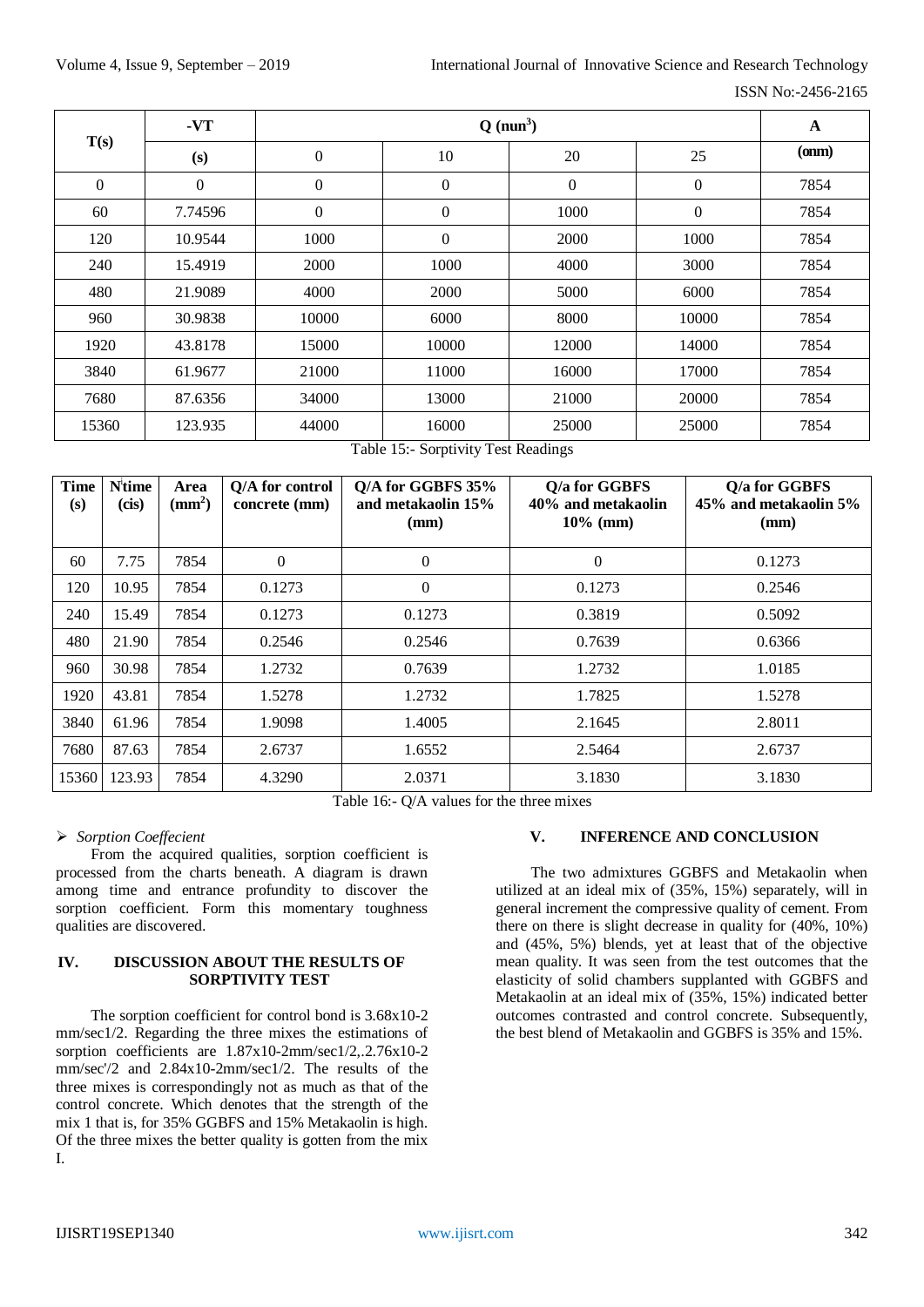| T(s) | -VT | Q (nun$^3$) | | | | A |
|---|---|---|---|---|---|---|
| | (s) | 0 | 10 | 20 | 25 | (onm) |
| 0 | 0 | 0 | 0 | 0 | 0 | 7854 |
| 60 | 7.74596 | 0 | 0 | 1000 | 0 | 7854 |
| 120 | 10.9544 | 1000 | 0 | 2000 | 1000 | 7854 |
| 240 | 15.4919 | 2000 | 1000 | 4000 | 3000 | 7854 |
| 480 | 21.9089 | 4000 | 2000 | 5000 | 6000 | 7854 |
| 960 | 30.9838 | 10000 | 6000 | 8000 | 10000 | 7854 |
| 1920 | 43.8178 | 15000 | 10000 | 12000 | 14000 | 7854 |
| 3840 | 61.9677 | 21000 | 11000 | 16000 | 17000 | 7854 |
| 7680 | 87.6356 | 34000 | 13000 | 21000 | 20000 | 7854 |
| 15360 | 123.935 | 44000 | 16000 | 25000 | 25000 | 7854 |

Table 15:- Sorptivity Test Readings

| Time (s) | N'time (cis) | Area (mm$^2$) | Q/A for control concrete (mm) | Q/A for GGBFS 35% and metakaolin 15% (mm) | Q/a for GGBFS 40% and metakaolin 10% (mm) | Q/a for GGBFS 45% and metakaolin 5% (mm) |
|---|---|---|---|---|---|---|
| 60 | 7.75 | 7854 | 0 | 0 | 0 | 0.1273 |
| 120 | 10.95 | 7854 | 0.1273 | 0 | 0.1273 | 0.2546 |
| 240 | 15.49 | 7854 | 0.1273 | 0.1273 | 0.3819 | 0.5092 |
| 480 | 21.90 | 7854 | 0.2546 | 0.2546 | 0.7639 | 0.6366 |
| 960 | 30.98 | 7854 | 1.2732 | 0.7639 | 1.2732 | 1.0185 |
| 1920 | 43.81 | 7854 | 1.5278 | 1.2732 | 1.7825 | 1.5278 |
| 3840 | 61.96 | 7854 | 1.9098 | 1.4005 | 2.1645 | 2.8011 |
| 7680 | 87.63 | 7854 | 2.6737 | 1.6552 | 2.5464 | 2.6737 |
| 15360 | 123.93 | 7854 | 4.3290 | 2.0371 | 3.1830 | 3.1830 |

Table 16:- Q/A values for the three mixes

- *Sorption Coeffecient*

From the acquired qualities, sorption coefficient is processed from the charts beneath. A diagram is drawn among time and entrance profundity to discover the sorption coefficient. Form this momentary toughness qualities are discovered.

## IV. DISCUSSION ABOUT THE RESULTS OF SORPTIVITY TEST

The sorption coefficient for control bond is 3.68x10-2 mm/sec1/2. Regarding the three mixes the estimations of sorption coefficients are 1.87x10-2mm/sec1/2,.2.76x10-2 mm/sec'/2 and 2.84x10-2mm/sec1/2. The results of the three mixes is correspondingly not as much as that of the control concrete. Which denotes that the strength of the mix 1 that is, for 35% GGBFS and 15% Metakaolin is high. Of the three mixes the better quality is gotten from the mix I.

## V. INFERENCE AND CONCLUSION

The two admixtures GGBFS and Metakaolin when utilized at an ideal mix of (35%, 15%) separately, will in general increment the compressive quality of cement. From there on there is slight decrease in quality for (40%, 10%) and (45%, 5%) blends, yet at least that of the objective mean quality. It was seen from the test outcomes that the elasticity of solid chambers supplanted with GGBFS and Metakaolin at an ideal mix of (35%, 15%) indicated better outcomes contrasted and control concrete. Subsequently, the best blend of Metakaolin and GGBFS is 35% and 15%.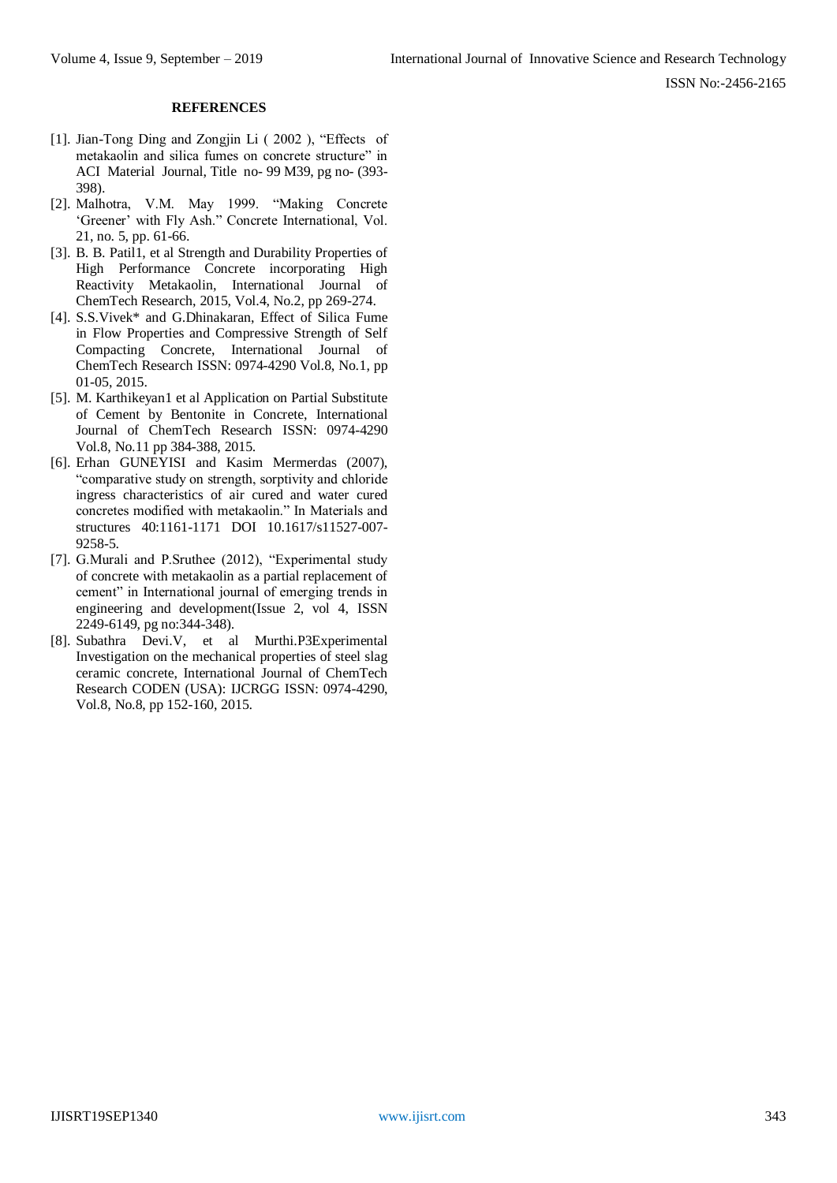## REFERENCES

[1]. Jian-Tong Ding and Zongjin Li ( 2002 ), "Effects of metakaolin and silica fumes on concrete structure" in ACI Material Journal, Title no- 99 M39, pg no- (393-398).

[2]. Malhotra, V.M. May 1999. "Making Concrete 'Greener' with Fly Ash." Concrete International, Vol. 21, no. 5, pp. 61-66.

[3]. B. B. Patil1, et al Strength and Durability Properties of High Performance Concrete incorporating High Reactivity Metakaolin, International Journal of ChemTech Research, 2015, Vol.4, No.2, pp 269-274.

[4]. S.S.Vivek* and G.Dhinakaran, Effect of Silica Fume in Flow Properties and Compressive Strength of Self Compacting Concrete, International Journal of ChemTech Research ISSN: 0974-4290 Vol.8, No.1, pp 01-05, 2015.

[5]. M. Karthikeyan1 et al Application on Partial Substitute of Cement by Bentonite in Concrete, International Journal of ChemTech Research ISSN: 0974-4290 Vol.8, No.11 pp 384-388, 2015.

[6]. Erhan GUNEYISI and Kasim Mermerdas (2007), "comparative study on strength, sorptivity and chloride ingress characteristics of air cured and water cured concretes modified with metakaolin." In Materials and structures 40:1161-1171 DOI 10.1617/s11527-007-9258-5.

[7]. G.Murali and P.Sruthee (2012), "Experimental study of concrete with metakaolin as a partial replacement of cement" in International journal of emerging trends in engineering and development(Issue 2, vol 4, ISSN 2249-6149, pg no:344-348).

[8]. Subathra Devi.V, et al Murthi.P3Experimental Investigation on the mechanical properties of steel slag ceramic concrete, International Journal of ChemTech Research CODEN (USA): IJCRGG ISSN: 0974-4290, Vol.8, No.8, pp 152-160, 2015.